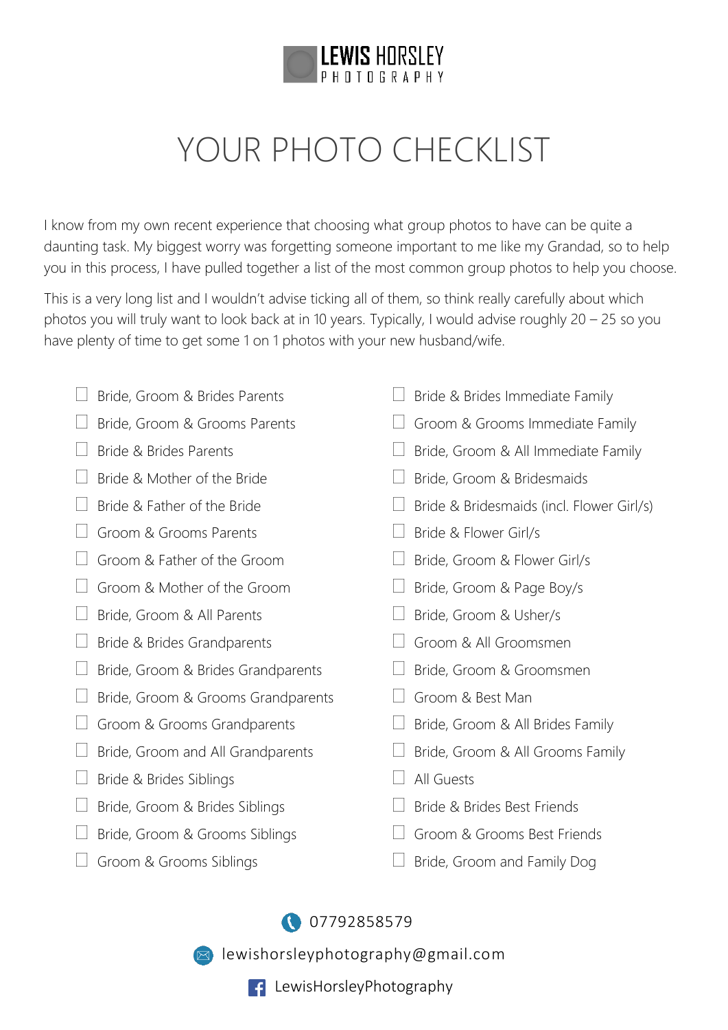LEWIS HORSLEY
PHOTOGRAPHY

# YOUR PHOTO CHECKLIST

I know from my own recent experience that choosing what group photos to have can be quite a daunting task. My biggest worry was forgetting someone important to me like my Grandad, so to help you in this process, I have pulled together a list of the most common group photos to help you choose.

This is a very long list and I wouldn't advise ticking all of them, so think really carefully about which photos you will truly want to look back at in 10 years. Typically, I would advise roughly 20 – 25 so you have plenty of time to get some 1 on 1 photos with your new husband/wife.

- [ ] Bride, Groom & Brides Parents
- [ ] Bride, Groom & Grooms Parents
- [ ] Bride & Brides Parents
- [ ] Bride & Mother of the Bride
- [ ] Bride & Father of the Bride
- [ ] Groom & Grooms Parents
- [ ] Groom & Father of the Groom
- [ ] Groom & Mother of the Groom
- [ ] Bride, Groom & All Parents
- [ ] Bride & Brides Grandparents
- [ ] Bride, Groom & Brides Grandparents
- [ ] Bride, Groom & Grooms Grandparents
- [ ] Groom & Grooms Grandparents
- [ ] Bride, Groom and All Grandparents
- [ ] Bride & Brides Siblings
- [ ] Bride, Groom & Brides Siblings
- [ ] Bride, Groom & Grooms Siblings
- [ ] Groom & Grooms Siblings
- [ ] Bride & Brides Immediate Family
- [ ] Groom & Grooms Immediate Family
- [ ] Bride, Groom & All Immediate Family
- [ ] Bride, Groom & Bridesmaids
- [ ] Bride & Bridesmaids (incl. Flower Girl/s)
- [ ] Bride & Flower Girl/s
- [ ] Bride, Groom & Flower Girl/s
- [ ] Bride, Groom & Page Boy/s
- [ ] Bride, Groom & Usher/s
- [ ] Groom & All Groomsmen
- [ ] Bride, Groom & Groomsmen
- [ ] Groom & Best Man
- [ ] Bride, Groom & All Brides Family
- [ ] Bride, Groom & All Grooms Family
- [ ] All Guests
- [ ] Bride & Brides Best Friends
- [ ] Groom & Grooms Best Friends
- [ ] Bride, Groom and Family Dog

07792858579

lewishorsleyphotography@gmail.com

LewisHorsleyPhotography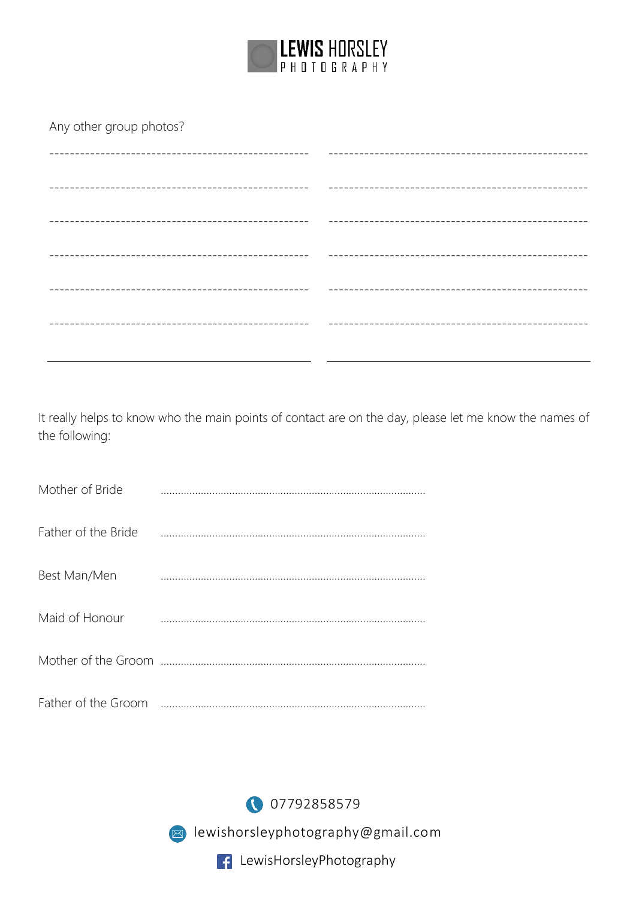LEWIS HORSLEY PHOTOGRAPHY

Any other group photos?

---------------------------------------------------- ----------------------------------------------------

---------------------------------------------------- ----------------------------------------------------

---------------------------------------------------- ----------------------------------------------------

---------------------------------------------------- ----------------------------------------------------

---------------------------------------------------- ----------------------------------------------------

---------------------------------------------------- ----------------------------------------------------

It really helps to know who the main points of contact are on the day, please let me know the names of the following:

Mother of Bride ..........................................................................................

Father of the Bride ..........................................................................................

Best Man/Men ..........................................................................................

Maid of Honour ..........................................................................................

Mother of the Groom ..........................................................................................

Father of the Groom ..........................................................................................

07792858579

lewishorsleyphotography@gmail.com

LewisHorsleyPhotography